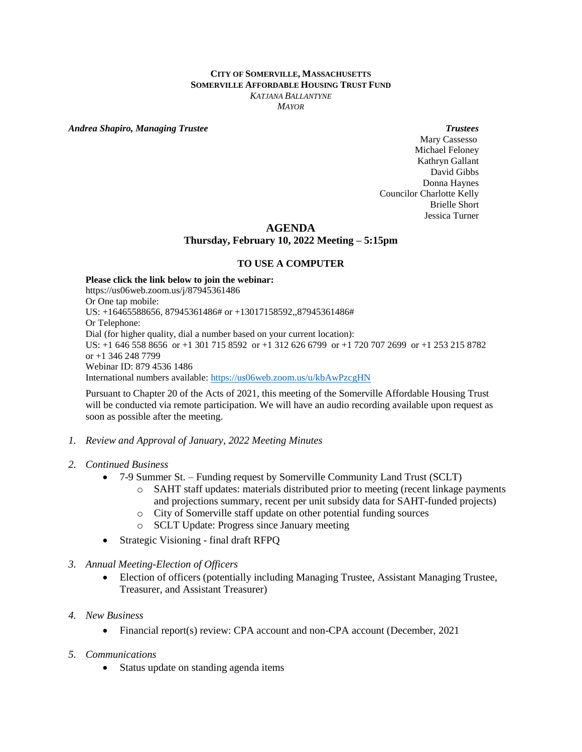**CITY OF SOMERVILLE, MASSACHUSETTS**
**SOMERVILLE AFFORDABLE HOUSING TRUST FUND**
*KATJANA BALLANTYNE*
*MAYOR*

***Andrea Shapiro, Managing Trustee***

***Trustees***
Mary Cassesso
Michael Feloney
Kathryn Gallant
David Gibbs
Donna Haynes
Councilor Charlotte Kelly
Brielle Short
Jessica Turner

# AGENDA

## Thursday, February 10, 2022 Meeting – 5:15pm

### TO USE A COMPUTER

**Please click the link below to join the webinar:**
https://us06web.zoom.us/j/87945361486
Or One tap mobile:
US: +16465588656, 87945361486# or +13017158592,,87945361486#
Or Telephone:
Dial (for higher quality, dial a number based on your current location):
US: +1 646 558 8656 or +1 301 715 8592 or +1 312 626 6799 or +1 720 707 2699 or +1 253 215 8782 or +1 346 248 7799
Webinar ID: 879 4536 1486
International numbers available: https://us06web.zoom.us/u/kbAwPzcgHN

Pursuant to Chapter 20 of the Acts of 2021, this meeting of the Somerville Affordable Housing Trust will be conducted via remote participation. We will have an audio recording available upon request as soon as possible after the meeting.

1. *Review and Approval of January, 2022 Meeting Minutes*

2. *Continued Business*
   - 7-9 Summer St. – Funding request by Somerville Community Land Trust (SCLT)
     - SAHT staff updates: materials distributed prior to meeting (recent linkage payments and projections summary, recent per unit subsidy data for SAHT-funded projects)
     - City of Somerville staff update on other potential funding sources
     - SCLT Update: Progress since January meeting
   - Strategic Visioning - final draft RFPQ

3. *Annual Meeting-Election of Officers*
   - Election of officers (potentially including Managing Trustee, Assistant Managing Trustee, Treasurer, and Assistant Treasurer)

4. *New Business*
   - Financial report(s) review: CPA account and non-CPA account (December, 2021

5. *Communications*
   - Status update on standing agenda items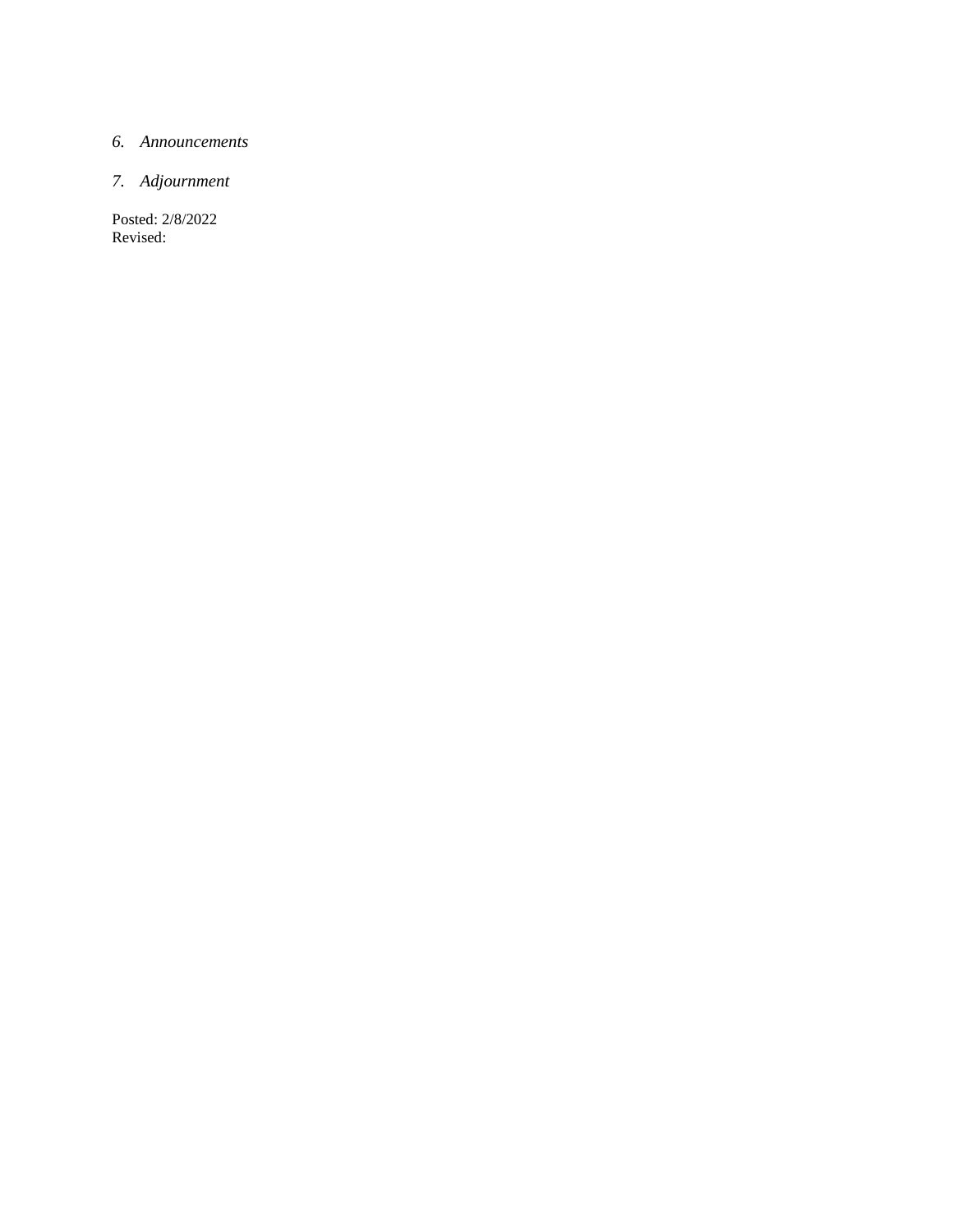6. *Announcements*

7. *Adjournment*

Posted: 2/8/2022
Revised: